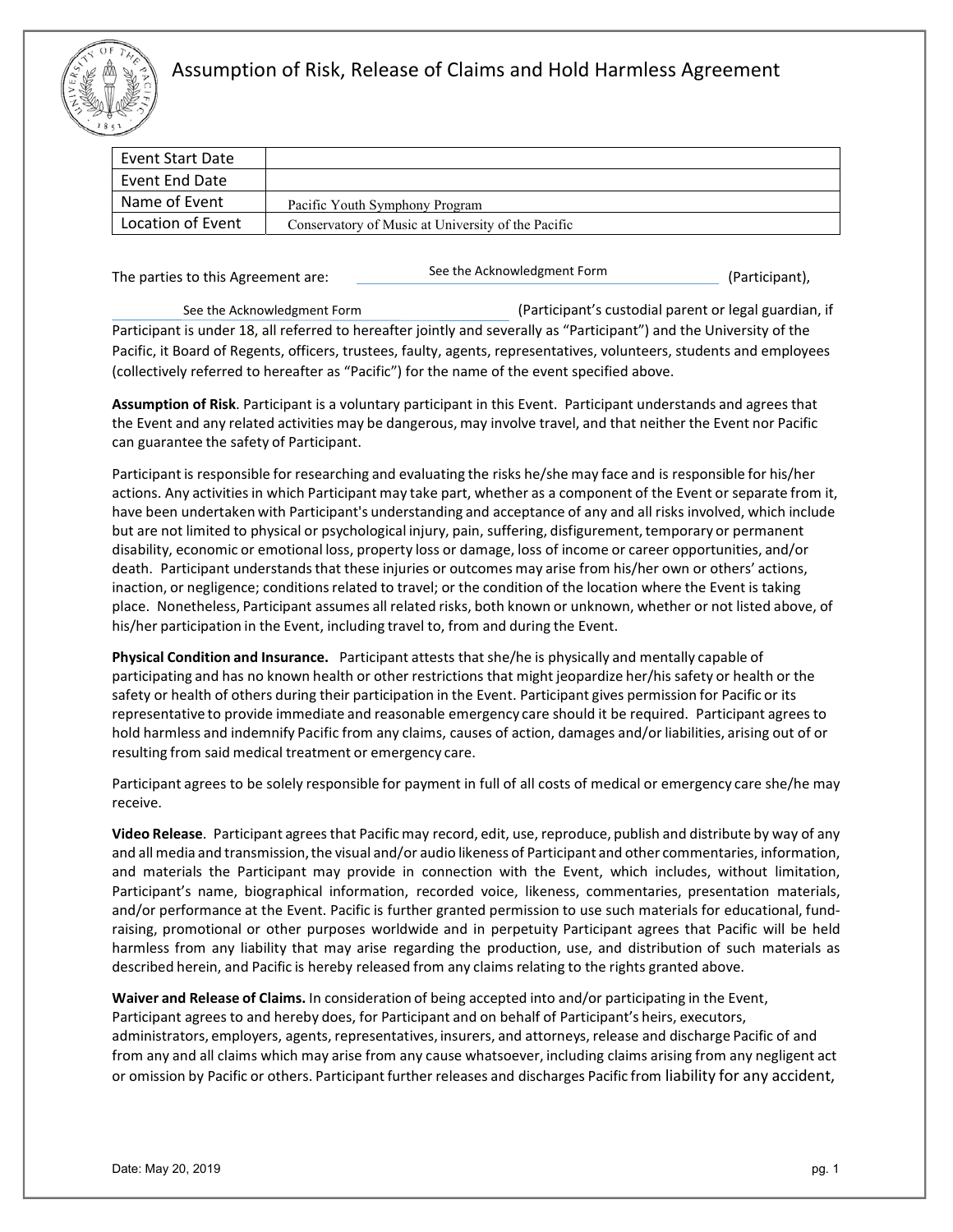# Assumption of Risk, Release of Claims and Hold Harmless Agreement

| Event Start Date | |
|---|---|
| Event End Date | |
| Name of Event | Pacific Youth Symphony Program |
| Location of Event | Conservatory of Music at University of the Pacific |

The parties to this Agreement are: See the Acknowledgment Form (Participant), See the Acknowledgment Form (Participant's custodial parent or legal guardian, if Participant is under 18, all referred to hereafter jointly and severally as "Participant") and the University of the Pacific, it Board of Regents, officers, trustees, faulty, agents, representatives, volunteers, students and employees (collectively referred to hereafter as "Pacific") for the name of the event specified above.

**Assumption of Risk**. Participant is a voluntary participant in this Event. Participant understands and agrees that the Event and any related activities may be dangerous, may involve travel, and that neither the Event nor Pacific can guarantee the safety of Participant.

Participant is responsible for researching and evaluating the risks he/she may face and is responsible for his/her actions. Any activities in which Participant may take part, whether as a component of the Event or separate from it, have been undertaken with Participant's understanding and acceptance of any and all risks involved, which include but are not limited to physical or psychological injury, pain, suffering, disfigurement, temporary or permanent disability, economic or emotional loss, property loss or damage, loss of income or career opportunities, and/or death. Participant understands that these injuries or outcomes may arise from his/her own or others' actions, inaction, or negligence; conditions related to travel; or the condition of the location where the Event is taking place. Nonetheless, Participant assumes all related risks, both known or unknown, whether or not listed above, of his/her participation in the Event, including travel to, from and during the Event.

**Physical Condition and Insurance.** Participant attests that she/he is physically and mentally capable of participating and has no known health or other restrictions that might jeopardize her/his safety or health or the safety or health of others during their participation in the Event. Participant gives permission for Pacific or its representative to provide immediate and reasonable emergency care should it be required. Participant agrees to hold harmless and indemnify Pacific from any claims, causes of action, damages and/or liabilities, arising out of or resulting from said medical treatment or emergency care.

Participant agrees to be solely responsible for payment in full of all costs of medical or emergency care she/he may receive.

**Video Release**. Participant agrees that Pacific may record, edit, use, reproduce, publish and distribute by way of any and all media and transmission, the visual and/or audio likeness of Participant and other commentaries, information, and materials the Participant may provide in connection with the Event, which includes, without limitation, Participant's name, biographical information, recorded voice, likeness, commentaries, presentation materials, and/or performance at the Event. Pacific is further granted permission to use such materials for educational, fund-raising, promotional or other purposes worldwide and in perpetuity Participant agrees that Pacific will be held harmless from any liability that may arise regarding the production, use, and distribution of such materials as described herein, and Pacific is hereby released from any claims relating to the rights granted above.

**Waiver and Release of Claims.** In consideration of being accepted into and/or participating in the Event, Participant agrees to and hereby does, for Participant and on behalf of Participant's heirs, executors, administrators, employers, agents, representatives, insurers, and attorneys, release and discharge Pacific of and from any and all claims which may arise from any cause whatsoever, including claims arising from any negligent act or omission by Pacific or others. Participant further releases and discharges Pacific from liability for any accident,

Date: May 20, 2019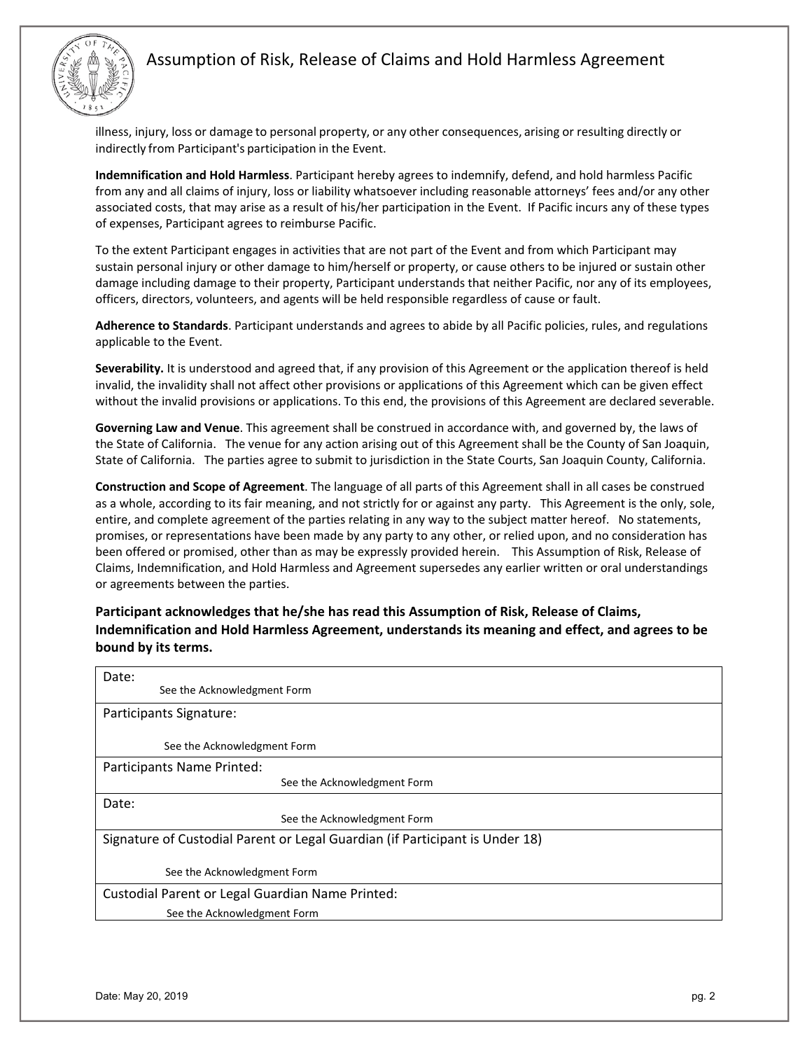illness, injury, loss or damage to personal property, or any other consequences, arising or resulting directly or indirectly from Participant's participation in the Event.

**Indemnification and Hold Harmless**. Participant hereby agrees to indemnify, defend, and hold harmless Pacific from any and all claims of injury, loss or liability whatsoever including reasonable attorneys' fees and/or any other associated costs, that may arise as a result of his/her participation in the Event. If Pacific incurs any of these types of expenses, Participant agrees to reimburse Pacific.

To the extent Participant engages in activities that are not part of the Event and from which Participant may sustain personal injury or other damage to him/herself or property, or cause others to be injured or sustain other damage including damage to their property, Participant understands that neither Pacific, nor any of its employees, officers, directors, volunteers, and agents will be held responsible regardless of cause or fault.

**Adherence to Standards**. Participant understands and agrees to abide by all Pacific policies, rules, and regulations applicable to the Event.

**Severability.** It is understood and agreed that, if any provision of this Agreement or the application thereof is held invalid, the invalidity shall not affect other provisions or applications of this Agreement which can be given effect without the invalid provisions or applications. To this end, the provisions of this Agreement are declared severable.

**Governing Law and Venue**. This agreement shall be construed in accordance with, and governed by, the laws of the State of California. The venue for any action arising out of this Agreement shall be the County of San Joaquin, State of California. The parties agree to submit to jurisdiction in the State Courts, San Joaquin County, California.

**Construction and Scope of Agreement**. The language of all parts of this Agreement shall in all cases be construed as a whole, according to its fair meaning, and not strictly for or against any party. This Agreement is the only, sole, entire, and complete agreement of the parties relating in any way to the subject matter hereof. No statements, promises, or representations have been made by any party to any other, or relied upon, and no consideration has been offered or promised, other than as may be expressly provided herein. This Assumption of Risk, Release of Claims, Indemnification, and Hold Harmless and Agreement supersedes any earlier written or oral understandings or agreements between the parties.

**Participant acknowledges that he/she has read this Assumption of Risk, Release of Claims, Indemnification and Hold Harmless Agreement, understands its meaning and effect, and agrees to be bound by its terms.**

| |
|---|
| Date: See the Acknowledgment Form |
| Participants Signature: See the Acknowledgment Form |
| Participants Name Printed: See the Acknowledgment Form |
| Date: See the Acknowledgment Form |
| Signature of Custodial Parent or Legal Guardian (if Participant is Under 18) See the Acknowledgment Form |
| Custodial Parent or Legal Guardian Name Printed: See the Acknowledgment Form |

Date: May 20, 2019